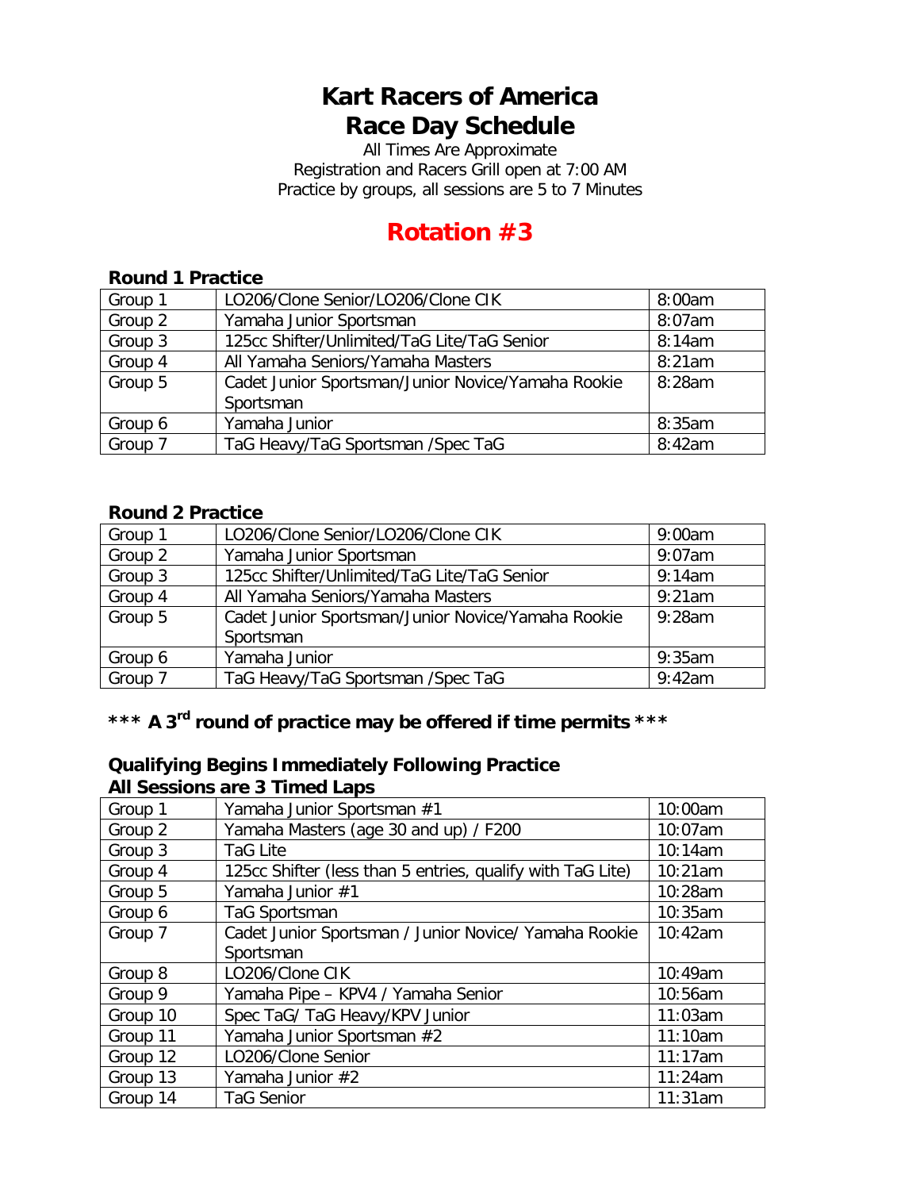# Kart Racers of America
# Race Day Schedule

All Times Are Approximate
Registration and Racers Grill open at 7:00 AM
Practice by groups, all sessions are 5 to 7 Minutes

## Rotation #3

### Round 1 Practice

| Group | Class | Time |
|---|---|---|
| Group 1 | LO206/Clone Senior/LO206/Clone CIK | 8:00am |
| Group 2 | Yamaha Junior Sportsman | 8:07am |
| Group 3 | 125cc Shifter/Unlimited/TaG Lite/TaG Senior | 8:14am |
| Group 4 | All Yamaha Seniors/Yamaha Masters | 8:21am |
| Group 5 | Cadet Junior Sportsman/Junior Novice/Yamaha Rookie Sportsman | 8:28am |
| Group 6 | Yamaha Junior | 8:35am |
| Group 7 | TaG Heavy/TaG Sportsman /Spec TaG | 8:42am |

### Round 2 Practice

| Group | Class | Time |
|---|---|---|
| Group 1 | LO206/Clone Senior/LO206/Clone CIK | 9:00am |
| Group 2 | Yamaha Junior Sportsman | 9:07am |
| Group 3 | 125cc Shifter/Unlimited/TaG Lite/TaG Senior | 9:14am |
| Group 4 | All Yamaha Seniors/Yamaha Masters | 9:21am |
| Group 5 | Cadet Junior Sportsman/Junior Novice/Yamaha Rookie Sportsman | 9:28am |
| Group 6 | Yamaha Junior | 9:35am |
| Group 7 | TaG Heavy/TaG Sportsman /Spec TaG | 9:42am |

**\*\*\* A 3rd round of practice may be offered if time permits \*\*\***

### Qualifying Begins Immediately Following Practice
### All Sessions are 3 Timed Laps

| Group | Class | Time |
|---|---|---|
| Group 1 | Yamaha Junior Sportsman #1 | 10:00am |
| Group 2 | Yamaha Masters (age 30 and up) / F200 | 10:07am |
| Group 3 | TaG Lite | 10:14am |
| Group 4 | 125cc Shifter (less than 5 entries, qualify with TaG Lite) | 10:21am |
| Group 5 | Yamaha Junior #1 | 10:28am |
| Group 6 | TaG Sportsman | 10:35am |
| Group 7 | Cadet Junior Sportsman / Junior Novice/ Yamaha Rookie Sportsman | 10:42am |
| Group 8 | LO206/Clone CIK | 10:49am |
| Group 9 | Yamaha Pipe – KPV4 / Yamaha Senior | 10:56am |
| Group 10 | Spec TaG/ TaG Heavy/KPV Junior | 11:03am |
| Group 11 | Yamaha Junior Sportsman #2 | 11:10am |
| Group 12 | LO206/Clone Senior | 11:17am |
| Group 13 | Yamaha Junior #2 | 11:24am |
| Group 14 | TaG Senior | 11:31am |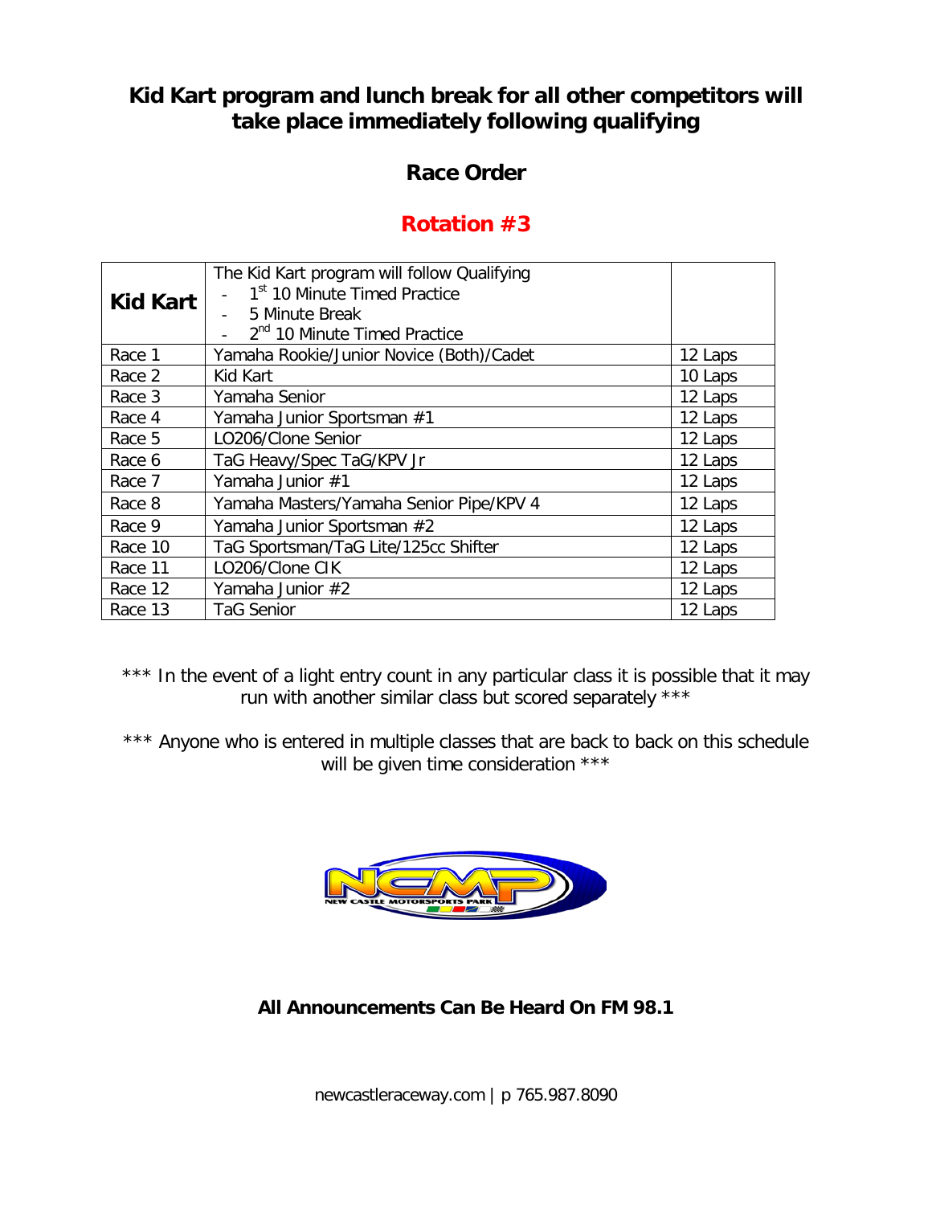## Kid Kart program and lunch break for all other competitors will take place immediately following qualifying

## Race Order

## Rotation #3

| | | |
|---|---|---|
| **Kid Kart** | The Kid Kart program will follow Qualifying<br>- 1st 10 Minute Timed Practice<br>- 5 Minute Break<br>- 2nd 10 Minute Timed Practice | |
| Race 1 | Yamaha Rookie/Junior Novice (Both)/Cadet | 12 Laps |
| Race 2 | Kid Kart | 10 Laps |
| Race 3 | Yamaha Senior | 12 Laps |
| Race 4 | Yamaha Junior Sportsman #1 | 12 Laps |
| Race 5 | LO206/Clone Senior | 12 Laps |
| Race 6 | TaG Heavy/Spec TaG/KPV Jr | 12 Laps |
| Race 7 | Yamaha Junior #1 | 12 Laps |
| Race 8 | Yamaha Masters/Yamaha Senior Pipe/KPV 4 | 12 Laps |
| Race 9 | Yamaha Junior Sportsman #2 | 12 Laps |
| Race 10 | TaG Sportsman/TaG Lite/125cc Shifter | 12 Laps |
| Race 11 | LO206/Clone CIK | 12 Laps |
| Race 12 | Yamaha Junior #2 | 12 Laps |
| Race 13 | TaG Senior | 12 Laps |

*** In the event of a light entry count in any particular class it is possible that it may run with another similar class but scored separately ***

*** Anyone who is entered in multiple classes that are back to back on this schedule will be given time consideration ***

NCMP
NEW CASTLE MOTORSPORTS PARK

**All Announcements Can Be Heard On FM 98.1**

newcastleraceway.com | p 765.987.8090